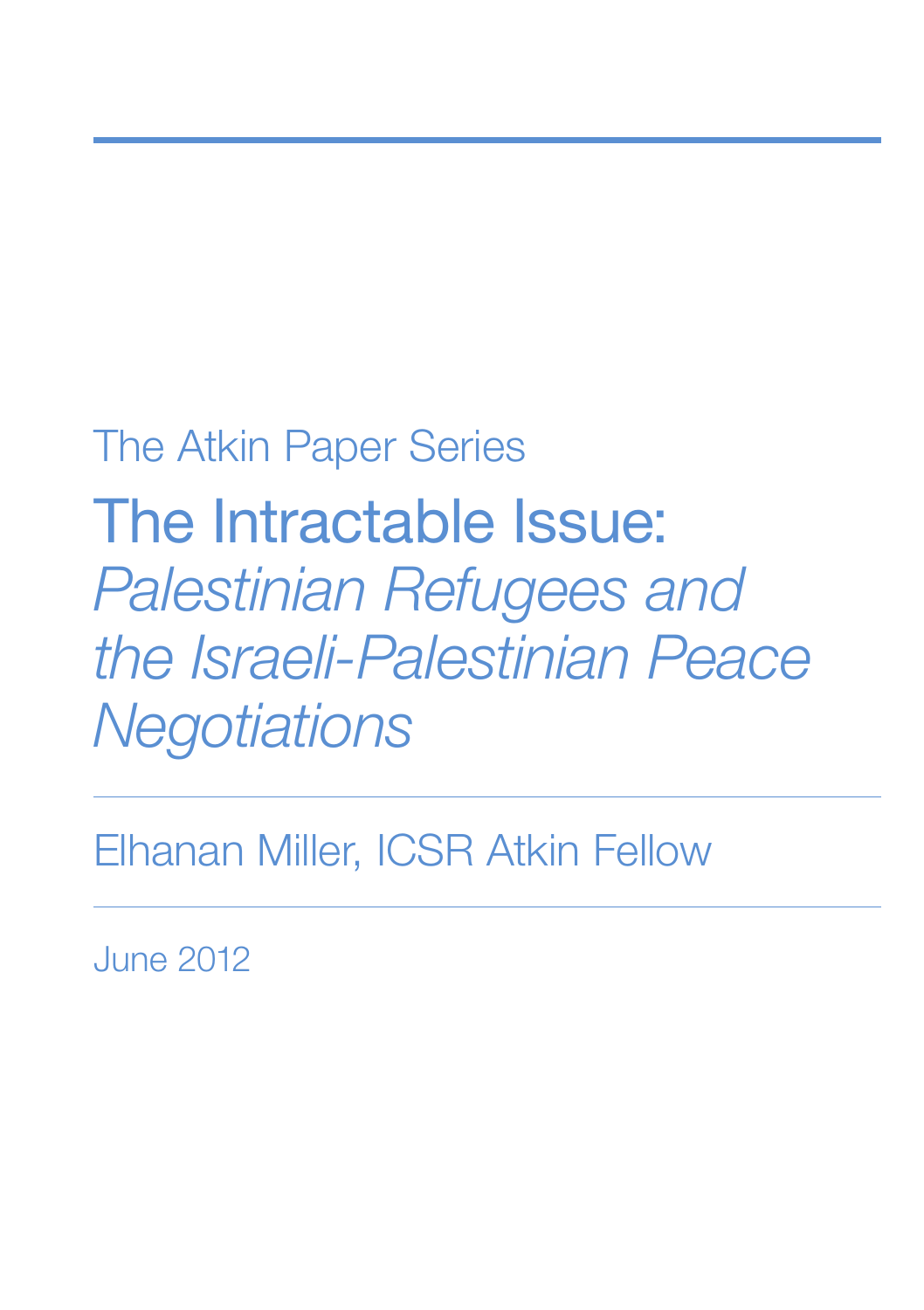The Atkin Paper Series

# The Intractable Issue: *Palestinian Refugees and the Israeli-Palestinian Peace Negotiations*

Elhanan Miller, ICSR Atkin Fellow

June 2012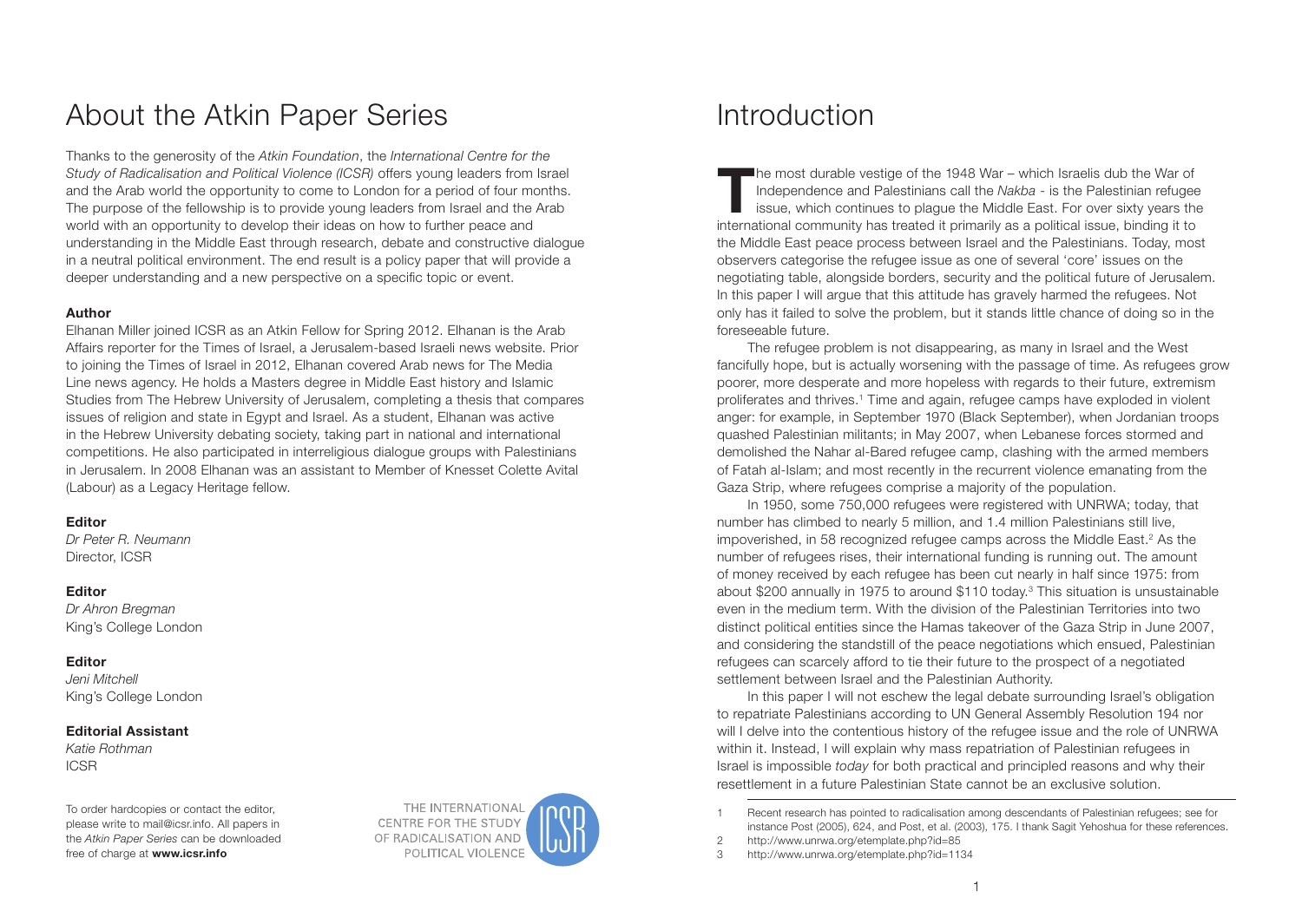# About the Atkin Paper Series

Thanks to the generosity of the *Atkin Foundation*, the *International Centre for the Study of Radicalisation and Political Violence (ICSR)* offers young leaders from Israel and the Arab world the opportunity to come to London for a period of four months. The purpose of the fellowship is to provide young leaders from Israel and the Arab world with an opportunity to develop their ideas on how to further peace and understanding in the Middle East through research, debate and constructive dialogue in a neutral political environment. The end result is a policy paper that will provide a deeper understanding and a new perspective on a specific topic or event.

**Author**

Elhanan Miller joined ICSR as an Atkin Fellow for Spring 2012. Elhanan is the Arab Affairs reporter for the Times of Israel, a Jerusalem-based Israeli news website. Prior to joining the Times of Israel in 2012, Elhanan covered Arab news for The Media Line news agency. He holds a Masters degree in Middle East history and Islamic Studies from The Hebrew University of Jerusalem, completing a thesis that compares issues of religion and state in Egypt and Israel. As a student, Elhanan was active in the Hebrew University debating society, taking part in national and international competitions. He also participated in interreligious dialogue groups with Palestinians in Jerusalem. In 2008 Elhanan was an assistant to Member of Knesset Colette Avital (Labour) as a Legacy Heritage fellow.

**Editor**

*Dr Peter R. Neumann*
Director, ICSR

**Editor**

*Dr Ahron Bregman*
King's College London

**Editor**

*Jeni Mitchell*
King's College London

**Editorial Assistant**

*Katie Rothman*
ICSR

To order hardcopies or contact the editor, please write to mail@icsr.info. All papers in the *Atkin Paper Series* can be downloaded free of charge at **www.icsr.info**

THE INTERNATIONAL CENTRE FOR THE STUDY OF RADICALISATION AND POLITICAL VIOLENCE

# Introduction

The most durable vestige of the 1948 War – which Israelis dub the War of Independence and Palestinians call the *Nakba* - is the Palestinian refugee issue, which continues to plague the Middle East. For over sixty years the international community has treated it primarily as a political issue, binding it to the Middle East peace process between Israel and the Palestinians. Today, most observers categorise the refugee issue as one of several 'core' issues on the negotiating table, alongside borders, security and the political future of Jerusalem. In this paper I will argue that this attitude has gravely harmed the refugees. Not only has it failed to solve the problem, but it stands little chance of doing so in the foreseeable future.

The refugee problem is not disappearing, as many in Israel and the West fancifully hope, but is actually worsening with the passage of time. As refugees grow poorer, more desperate and more hopeless with regards to their future, extremism proliferates and thrives.[1] Time and again, refugee camps have exploded in violent anger: for example, in September 1970 (Black September), when Jordanian troops quashed Palestinian militants; in May 2007, when Lebanese forces stormed and demolished the Nahar al-Bared refugee camp, clashing with the armed members of Fatah al-Islam; and most recently in the recurrent violence emanating from the Gaza Strip, where refugees comprise a majority of the population.

In 1950, some 750,000 refugees were registered with UNRWA; today, that number has climbed to nearly 5 million, and 1.4 million Palestinians still live, impoverished, in 58 recognized refugee camps across the Middle East.[2] As the number of refugees rises, their international funding is running out. The amount of money received by each refugee has been cut nearly in half since 1975: from about \$200 annually in 1975 to around \$110 today.[3] This situation is unsustainable even in the medium term. With the division of the Palestinian Territories into two distinct political entities since the Hamas takeover of the Gaza Strip in June 2007, and considering the standstill of the peace negotiations which ensued, Palestinian refugees can scarcely afford to tie their future to the prospect of a negotiated settlement between Israel and the Palestinian Authority.

In this paper I will not eschew the legal debate surrounding Israel's obligation to repatriate Palestinians according to UN General Assembly Resolution 194 nor will I delve into the contentious history of the refugee issue and the role of UNRWA within it. Instead, I will explain why mass repatriation of Palestinian refugees in Israel is impossible *today* for both practical and principled reasons and why their resettlement in a future Palestinian State cannot be an exclusive solution.

1 Recent research has pointed to radicalisation among descendants of Palestinian refugees; see for instance Post (2005), 624, and Post, et al. (2003), 175. I thank Sagit Yehoshua for these references.

2 http://www.unrwa.org/etemplate.php?id=85

3 http://www.unrwa.org/etemplate.php?id=1134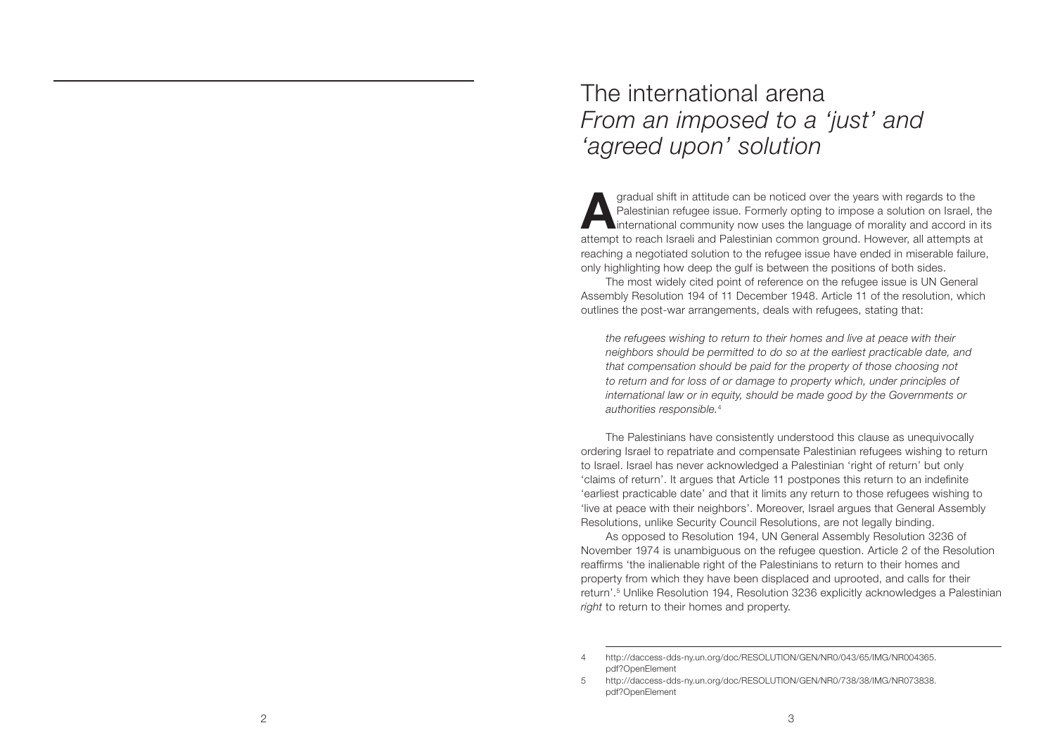# The international arena

## *From an imposed to a 'just' and 'agreed upon' solution*

A gradual shift in attitude can be noticed over the years with regards to the Palestinian refugee issue. Formerly opting to impose a solution on Israel, the international community now uses the language of morality and accord in its attempt to reach Israeli and Palestinian common ground. However, all attempts at reaching a negotiated solution to the refugee issue have ended in miserable failure, only highlighting how deep the gulf is between the positions of both sides.

The most widely cited point of reference on the refugee issue is UN General Assembly Resolution 194 of 11 December 1948. Article 11 of the resolution, which outlines the post-war arrangements, deals with refugees, stating that:

> *the refugees wishing to return to their homes and live at peace with their neighbors should be permitted to do so at the earliest practicable date, and that compensation should be paid for the property of those choosing not to return and for loss of or damage to property which, under principles of international law or in equity, should be made good by the Governments or authorities responsible.*[4]

The Palestinians have consistently understood this clause as unequivocally ordering Israel to repatriate and compensate Palestinian refugees wishing to return to Israel. Israel has never acknowledged a Palestinian 'right of return' but only 'claims of return'. It argues that Article 11 postpones this return to an indefinite 'earliest practicable date' and that it limits any return to those refugees wishing to 'live at peace with their neighbors'. Moreover, Israel argues that General Assembly Resolutions, unlike Security Council Resolutions, are not legally binding.

As opposed to Resolution 194, UN General Assembly Resolution 3236 of November 1974 is unambiguous on the refugee question. Article 2 of the Resolution reaffirms 'the inalienable right of the Palestinians to return to their homes and property from which they have been displaced and uprooted, and calls for their return'.[5] Unlike Resolution 194, Resolution 3236 explicitly acknowledges a Palestinian *right* to return to their homes and property.

---

4 http://daccess-dds-ny.un.org/doc/RESOLUTION/GEN/NR0/043/65/IMG/NR004365.pdf?OpenElement

5 http://daccess-dds-ny.un.org/doc/RESOLUTION/GEN/NR0/738/38/IMG/NR073838.pdf?OpenElement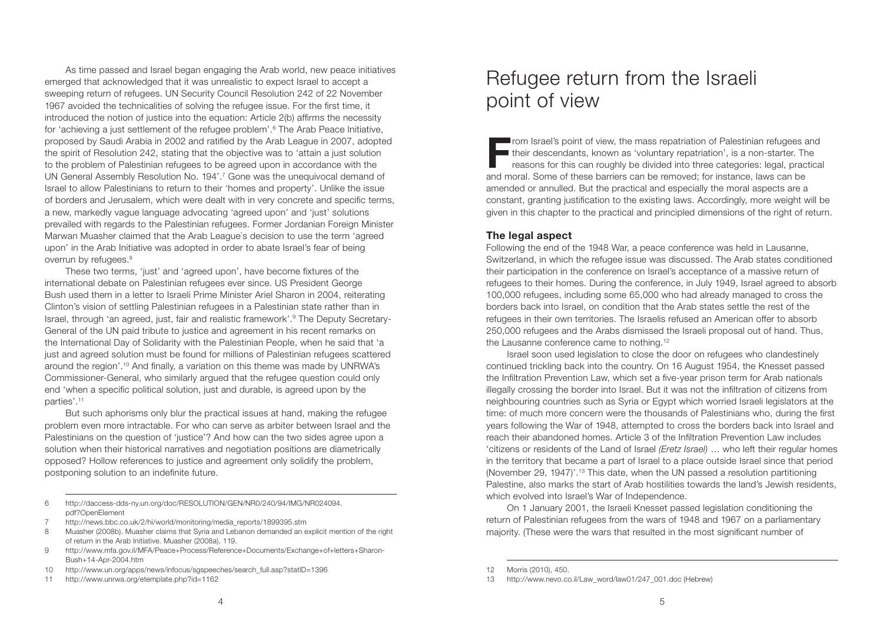As time passed and Israel began engaging the Arab world, new peace initiatives emerged that acknowledged that it was unrealistic to expect Israel to accept a sweeping return of refugees. UN Security Council Resolution 242 of 22 November 1967 avoided the technicalities of solving the refugee issue. For the first time, it introduced the notion of justice into the equation: Article 2(b) affirms the necessity for 'achieving a just settlement of the refugee problem'.[6] The Arab Peace Initiative, proposed by Saudi Arabia in 2002 and ratified by the Arab League in 2007, adopted the spirit of Resolution 242, stating that the objective was to 'attain a just solution to the problem of Palestinian refugees to be agreed upon in accordance with the UN General Assembly Resolution No. 194'.[7] Gone was the unequivocal demand of Israel to allow Palestinians to return to their 'homes and property'. Unlike the issue of borders and Jerusalem, which were dealt with in very concrete and specific terms, a new, markedly vague language advocating 'agreed upon' and 'just' solutions prevailed with regards to the Palestinian refugees. Former Jordanian Foreign Minister Marwan Muasher claimed that the Arab League`s decision to use the term 'agreed upon' in the Arab Initiative was adopted in order to abate Israel's fear of being overrun by refugees.[8]

These two terms, 'just' and 'agreed upon', have become fixtures of the international debate on Palestinian refugees ever since. US President George Bush used them in a letter to Israeli Prime Minister Ariel Sharon in 2004, reiterating Clinton's vision of settling Palestinian refugees in a Palestinian state rather than in Israel, through 'an agreed, just, fair and realistic framework'.[9] The Deputy Secretary-General of the UN paid tribute to justice and agreement in his recent remarks on the International Day of Solidarity with the Palestinian People, when he said that 'a just and agreed solution must be found for millions of Palestinian refugees scattered around the region'.[10] And finally, a variation on this theme was made by UNRWA's Commissioner-General, who similarly argued that the refugee question could only end 'when a specific political solution, just and durable, is agreed upon by the parties'.[11]

But such aphorisms only blur the practical issues at hand, making the refugee problem even more intractable. For who can serve as arbiter between Israel and the Palestinians on the question of 'justice'? And how can the two sides agree upon a solution when their historical narratives and negotiation positions are diametrically opposed? Hollow references to justice and agreement only solidify the problem, postponing solution to an indefinite future.

6 http://daccess-dds-ny.un.org/doc/RESOLUTION/GEN/NR0/240/94/IMG/NR024094.pdf?OpenElement

7 http://news.bbc.co.uk/2/hi/world/monitoring/media_reports/1899395.stm

8 Muasher (2008b). Muasher claims that Syria and Lebanon demanded an explicit mention of the right of return in the Arab Initiative. Muasher (2008a), 119.

9 http://www.mfa.gov.il/MFA/Peace+Process/Reference+Documents/Exchange+of+letters+Sharon-Bush+14-Apr-2004.htm

10 http://www.un.org/apps/news/infocus/sgspeeches/search_full.asp?statID=1396

11 http://www.unrwa.org/etemplate.php?id=1162

# Refugee return from the Israeli point of view

From Israel's point of view, the mass repatriation of Palestinian refugees and their descendants, known as 'voluntary repatriation', is a non-starter. The reasons for this can roughly be divided into three categories: legal, practical and moral. Some of these barriers can be removed; for instance, laws can be amended or annulled. But the practical and especially the moral aspects are a constant, granting justification to the existing laws. Accordingly, more weight will be given in this chapter to the practical and principled dimensions of the right of return.

### The legal aspect

Following the end of the 1948 War, a peace conference was held in Lausanne, Switzerland, in which the refugee issue was discussed. The Arab states conditioned their participation in the conference on Israel's acceptance of a massive return of refugees to their homes. During the conference, in July 1949, Israel agreed to absorb 100,000 refugees, including some 65,000 who had already managed to cross the borders back into Israel, on condition that the Arab states settle the rest of the refugees in their own territories. The Israelis refused an American offer to absorb 250,000 refugees and the Arabs dismissed the Israeli proposal out of hand. Thus, the Lausanne conference came to nothing.[12]

Israel soon used legislation to close the door on refugees who clandestinely continued trickling back into the country. On 16 August 1954, the Knesset passed the Infiltration Prevention Law, which set a five-year prison term for Arab nationals illegally crossing the border into Israel. But it was not the infiltration of citizens from neighbouring countries such as Syria or Egypt which worried Israeli legislators at the time: of much more concern were the thousands of Palestinians who, during the first years following the War of 1948, attempted to cross the borders back into Israel and reach their abandoned homes. Article 3 of the Infiltration Prevention Law includes 'citizens or residents of the Land of Israel *(Eretz Israel)* … who left their regular homes in the territory that became a part of Israel to a place outside Israel since that period (November 29, 1947)'.[13] This date, when the UN passed a resolution partitioning Palestine, also marks the start of Arab hostilities towards the land's Jewish residents, which evolved into Israel's War of Independence.

On 1 January 2001, the Israeli Knesset passed legislation conditioning the return of Palestinian refugees from the wars of 1948 and 1967 on a parliamentary majority. (These were the wars that resulted in the most significant number of

12 Morris (2010), 450.

13 http://www.nevo.co.il/Law_word/law01/247_001.doc (Hebrew)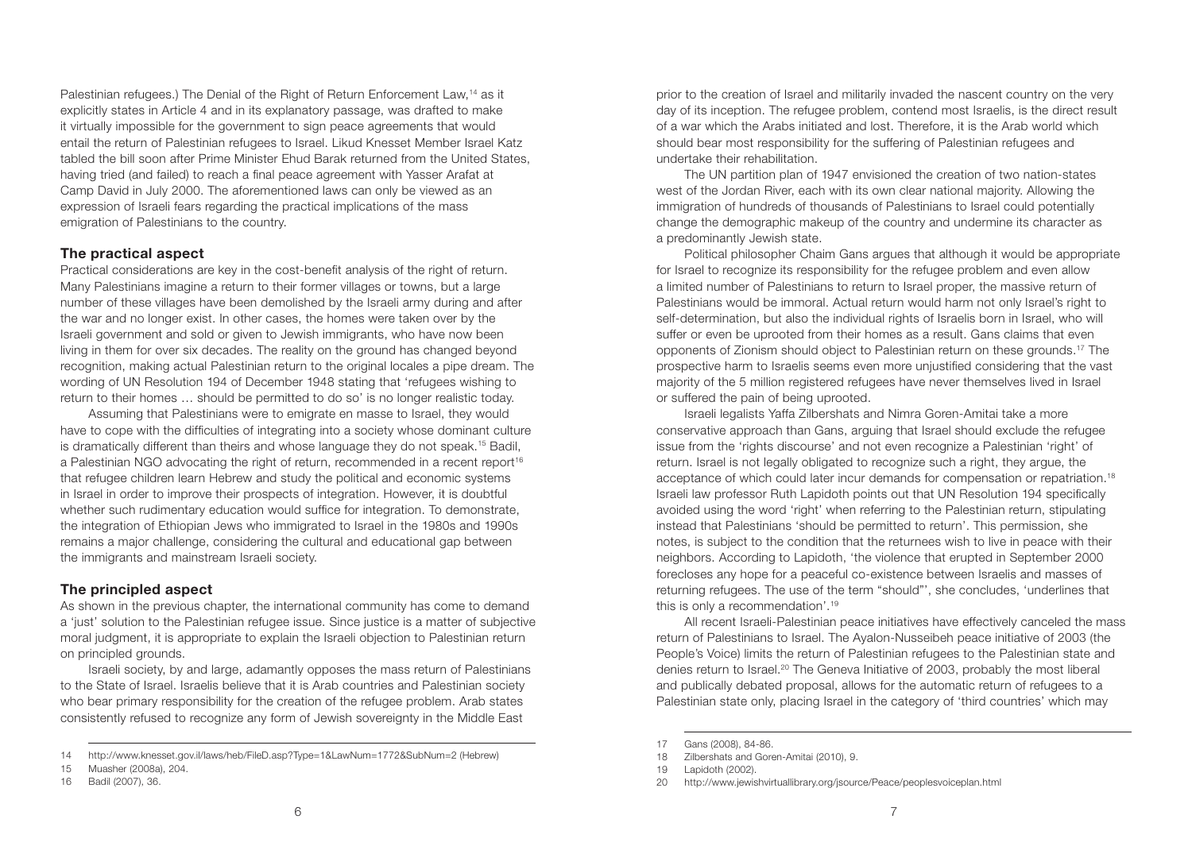Palestinian refugees.) The Denial of the Right of Return Enforcement Law,[14] as it explicitly states in Article 4 and in its explanatory passage, was drafted to make it virtually impossible for the government to sign peace agreements that would entail the return of Palestinian refugees to Israel. Likud Knesset Member Israel Katz tabled the bill soon after Prime Minister Ehud Barak returned from the United States, having tried (and failed) to reach a final peace agreement with Yasser Arafat at Camp David in July 2000. The aforementioned laws can only be viewed as an expression of Israeli fears regarding the practical implications of the mass emigration of Palestinians to the country.

## The practical aspect

Practical considerations are key in the cost-benefit analysis of the right of return. Many Palestinians imagine a return to their former villages or towns, but a large number of these villages have been demolished by the Israeli army during and after the war and no longer exist. In other cases, the homes were taken over by the Israeli government and sold or given to Jewish immigrants, who have now been living in them for over six decades. The reality on the ground has changed beyond recognition, making actual Palestinian return to the original locales a pipe dream. The wording of UN Resolution 194 of December 1948 stating that 'refugees wishing to return to their homes … should be permitted to do so' is no longer realistic today.

Assuming that Palestinians were to emigrate en masse to Israel, they would have to cope with the difficulties of integrating into a society whose dominant culture is dramatically different than theirs and whose language they do not speak.[15] Badil, a Palestinian NGO advocating the right of return, recommended in a recent report[16] that refugee children learn Hebrew and study the political and economic systems in Israel in order to improve their prospects of integration. However, it is doubtful whether such rudimentary education would suffice for integration. To demonstrate, the integration of Ethiopian Jews who immigrated to Israel in the 1980s and 1990s remains a major challenge, considering the cultural and educational gap between the immigrants and mainstream Israeli society.

## The principled aspect

As shown in the previous chapter, the international community has come to demand a 'just' solution to the Palestinian refugee issue. Since justice is a matter of subjective moral judgment, it is appropriate to explain the Israeli objection to Palestinian return on principled grounds.

Israeli society, by and large, adamantly opposes the mass return of Palestinians to the State of Israel. Israelis believe that it is Arab countries and Palestinian society who bear primary responsibility for the creation of the refugee problem. Arab states consistently refused to recognize any form of Jewish sovereignty in the Middle East prior to the creation of Israel and militarily invaded the nascent country on the very day of its inception. The refugee problem, contend most Israelis, is the direct result of a war which the Arabs initiated and lost. Therefore, it is the Arab world which should bear most responsibility for the suffering of Palestinian refugees and undertake their rehabilitation.

The UN partition plan of 1947 envisioned the creation of two nation-states west of the Jordan River, each with its own clear national majority. Allowing the immigration of hundreds of thousands of Palestinians to Israel could potentially change the demographic makeup of the country and undermine its character as a predominantly Jewish state.

Political philosopher Chaim Gans argues that although it would be appropriate for Israel to recognize its responsibility for the refugee problem and even allow a limited number of Palestinians to return to Israel proper, the massive return of Palestinians would be immoral. Actual return would harm not only Israel's right to self-determination, but also the individual rights of Israelis born in Israel, who will suffer or even be uprooted from their homes as a result. Gans claims that even opponents of Zionism should object to Palestinian return on these grounds.[17] The prospective harm to Israelis seems even more unjustified considering that the vast majority of the 5 million registered refugees have never themselves lived in Israel or suffered the pain of being uprooted.

Israeli legalists Yaffa Zilbershats and Nimra Goren-Amitai take a more conservative approach than Gans, arguing that Israel should exclude the refugee issue from the 'rights discourse' and not even recognize a Palestinian 'right' of return. Israel is not legally obligated to recognize such a right, they argue, the acceptance of which could later incur demands for compensation or repatriation.[18] Israeli law professor Ruth Lapidoth points out that UN Resolution 194 specifically avoided using the word 'right' when referring to the Palestinian return, stipulating instead that Palestinians 'should be permitted to return'. This permission, she notes, is subject to the condition that the returnees wish to live in peace with their neighbors. According to Lapidoth, 'the violence that erupted in September 2000 forecloses any hope for a peaceful co-existence between Israelis and masses of returning refugees. The use of the term "should"', she concludes, 'underlines that this is only a recommendation'.[19]

All recent Israeli-Palestinian peace initiatives have effectively canceled the mass return of Palestinians to Israel. The Ayalon-Nusseibeh peace initiative of 2003 (the People's Voice) limits the return of Palestinian refugees to the Palestinian state and denies return to Israel.[20] The Geneva Initiative of 2003, probably the most liberal and publically debated proposal, allows for the automatic return of refugees to a Palestinian state only, placing Israel in the category of 'third countries' which may

---

14 http://www.knesset.gov.il/laws/heb/FileD.asp?Type=1&LawNum=1772&SubNum=2 (Hebrew)

15 Muasher (2008a), 204.

16 Badil (2007), 36.

17 Gans (2008), 84-86.

18 Zilbershats and Goren-Amitai (2010), 9.

19 Lapidoth (2002).

20 http://www.jewishvirtuallibrary.org/jsource/Peace/peoplesvoiceplan.html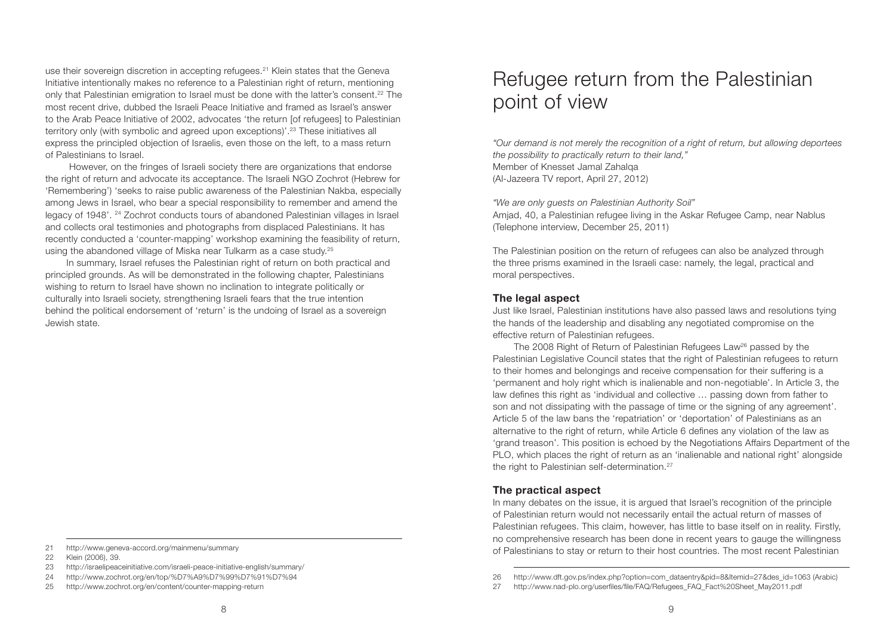use their sovereign discretion in accepting refugees.[21] Klein states that the Geneva Initiative intentionally makes no reference to a Palestinian right of return, mentioning only that Palestinian emigration to Israel must be done with the latter's consent.[22] The most recent drive, dubbed the Israeli Peace Initiative and framed as Israel's answer to the Arab Peace Initiative of 2002, advocates 'the return [of refugees] to Palestinian territory only (with symbolic and agreed upon exceptions)'.[23] These initiatives all express the principled objection of Israelis, even those on the left, to a mass return of Palestinians to Israel.

However, on the fringes of Israeli society there are organizations that endorse the right of return and advocate its acceptance. The Israeli NGO Zochrot (Hebrew for 'Remembering') 'seeks to raise public awareness of the Palestinian Nakba, especially among Jews in Israel, who bear a special responsibility to remember and amend the legacy of 1948'. [24] Zochrot conducts tours of abandoned Palestinian villages in Israel and collects oral testimonies and photographs from displaced Palestinians. It has recently conducted a 'counter-mapping' workshop examining the feasibility of return, using the abandoned village of Miska near Tulkarm as a case study.[25]

In summary, Israel refuses the Palestinian right of return on both practical and principled grounds. As will be demonstrated in the following chapter, Palestinians wishing to return to Israel have shown no inclination to integrate politically or culturally into Israeli society, strengthening Israeli fears that the true intention behind the political endorsement of 'return' is the undoing of Israel as a sovereign Jewish state.

21 http://www.geneva-accord.org/mainmenu/summary

22 Klein (2006), 39.

23 http://israelipeaceinitiative.com/israeli-peace-initiative-english/summary/

24 http://www.zochrot.org/en/top/%D7%A9%D7%99%D7%91%D7%94

25 http://www.zochrot.org/en/content/counter-mapping-return

# Refugee return from the Palestinian point of view

*"Our demand is not merely the recognition of a right of return, but allowing deportees the possibility to practically return to their land,"*
Member of Knesset Jamal Zahalqa
(Al-Jazeera TV report, April 27, 2012)

*"We are only guests on Palestinian Authority Soil"*
Amjad, 40, a Palestinian refugee living in the Askar Refugee Camp, near Nablus
(Telephone interview, December 25, 2011)

The Palestinian position on the return of refugees can also be analyzed through the three prisms examined in the Israeli case: namely, the legal, practical and moral perspectives.

## The legal aspect

Just like Israel, Palestinian institutions have also passed laws and resolutions tying the hands of the leadership and disabling any negotiated compromise on the effective return of Palestinian refugees.

The 2008 Right of Return of Palestinian Refugees Law[26] passed by the Palestinian Legislative Council states that the right of Palestinian refugees to return to their homes and belongings and receive compensation for their suffering is a 'permanent and holy right which is inalienable and non-negotiable'. In Article 3, the law defines this right as 'individual and collective … passing down from father to son and not dissipating with the passage of time or the signing of any agreement'. Article 5 of the law bans the 'repatriation' or 'deportation' of Palestinians as an alternative to the right of return, while Article 6 defines any violation of the law as 'grand treason'. This position is echoed by the Negotiations Affairs Department of the PLO, which places the right of return as an 'inalienable and national right' alongside the right to Palestinian self-determination.[27]

## The practical aspect

In many debates on the issue, it is argued that Israel's recognition of the principle of Palestinian return would not necessarily entail the actual return of masses of Palestinian refugees. This claim, however, has little to base itself on in reality. Firstly, no comprehensive research has been done in recent years to gauge the willingness of Palestinians to stay or return to their host countries. The most recent Palestinian

26 http://www.dft.gov.ps/index.php?option=com_dataentry&pid=8&Itemid=27&des_id=1063 (Arabic)

27 http://www.nad-plo.org/userfiles/file/FAQ/Refugees_FAQ_Fact%20Sheet_May2011.pdf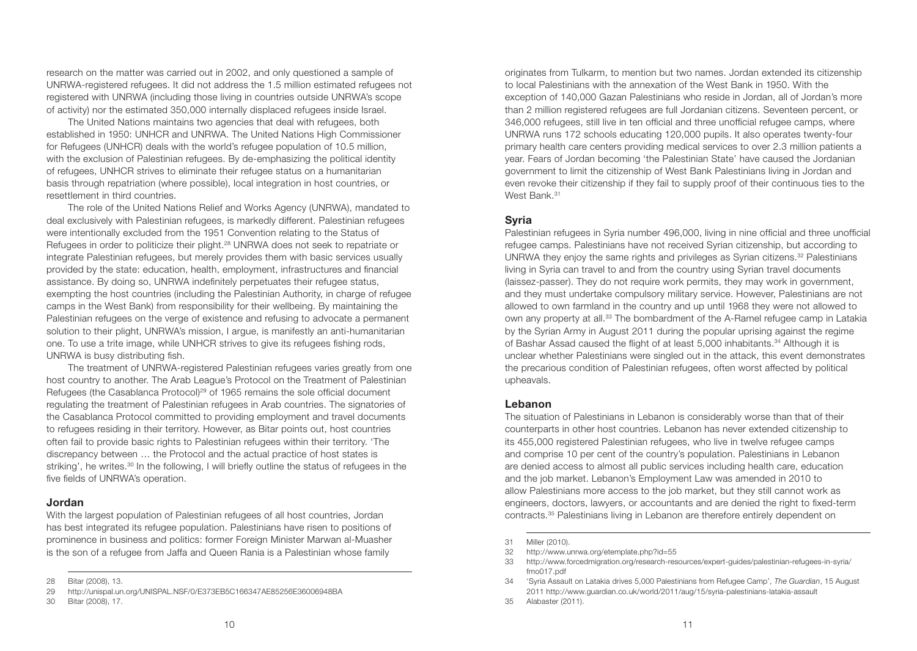research on the matter was carried out in 2002, and only questioned a sample of UNRWA-registered refugees. It did not address the 1.5 million estimated refugees not registered with UNRWA (including those living in countries outside UNRWA's scope of activity) nor the estimated 350,000 internally displaced refugees inside Israel.

The United Nations maintains two agencies that deal with refugees, both established in 1950: UNHCR and UNRWA. The United Nations High Commissioner for Refugees (UNHCR) deals with the world's refugee population of 10.5 million, with the exclusion of Palestinian refugees. By de-emphasizing the political identity of refugees, UNHCR strives to eliminate their refugee status on a humanitarian basis through repatriation (where possible), local integration in host countries, or resettlement in third countries.

The role of the United Nations Relief and Works Agency (UNRWA), mandated to deal exclusively with Palestinian refugees, is markedly different. Palestinian refugees were intentionally excluded from the 1951 Convention relating to the Status of Refugees in order to politicize their plight.[28] UNRWA does not seek to repatriate or integrate Palestinian refugees, but merely provides them with basic services usually provided by the state: education, health, employment, infrastructures and financial assistance. By doing so, UNRWA indefinitely perpetuates their refugee status, exempting the host countries (including the Palestinian Authority, in charge of refugee camps in the West Bank) from responsibility for their wellbeing. By maintaining the Palestinian refugees on the verge of existence and refusing to advocate a permanent solution to their plight, UNRWA's mission, I argue, is manifestly an anti-humanitarian one. To use a trite image, while UNHCR strives to give its refugees fishing rods, UNRWA is busy distributing fish.

The treatment of UNRWA-registered Palestinian refugees varies greatly from one host country to another. The Arab League's Protocol on the Treatment of Palestinian Refugees (the Casablanca Protocol)[29] of 1965 remains the sole official document regulating the treatment of Palestinian refugees in Arab countries. The signatories of the Casablanca Protocol committed to providing employment and travel documents to refugees residing in their territory. However, as Bitar points out, host countries often fail to provide basic rights to Palestinian refugees within their territory. 'The discrepancy between … the Protocol and the actual practice of host states is striking', he writes.[30] In the following, I will briefly outline the status of refugees in the five fields of UNRWA's operation.

## Jordan

With the largest population of Palestinian refugees of all host countries, Jordan has best integrated its refugee population. Palestinians have risen to positions of prominence in business and politics: former Foreign Minister Marwan al-Muasher is the son of a refugee from Jaffa and Queen Rania is a Palestinian whose family originates from Tulkarm, to mention but two names. Jordan extended its citizenship to local Palestinians with the annexation of the West Bank in 1950. With the exception of 140,000 Gazan Palestinians who reside in Jordan, all of Jordan's more than 2 million registered refugees are full Jordanian citizens. Seventeen percent, or 346,000 refugees, still live in ten official and three unofficial refugee camps, where UNRWA runs 172 schools educating 120,000 pupils. It also operates twenty-four primary health care centers providing medical services to over 2.3 million patients a year. Fears of Jordan becoming 'the Palestinian State' have caused the Jordanian government to limit the citizenship of West Bank Palestinians living in Jordan and even revoke their citizenship if they fail to supply proof of their continuous ties to the West Bank.[31]

## Syria

Palestinian refugees in Syria number 496,000, living in nine official and three unofficial refugee camps. Palestinians have not received Syrian citizenship, but according to UNRWA they enjoy the same rights and privileges as Syrian citizens.[32] Palestinians living in Syria can travel to and from the country using Syrian travel documents (laissez-passer). They do not require work permits, they may work in government, and they must undertake compulsory military service. However, Palestinians are not allowed to own farmland in the country and up until 1968 they were not allowed to own any property at all.[33] The bombardment of the A-Ramel refugee camp in Latakia by the Syrian Army in August 2011 during the popular uprising against the regime of Bashar Assad caused the flight of at least 5,000 inhabitants.[34] Although it is unclear whether Palestinians were singled out in the attack, this event demonstrates the precarious condition of Palestinian refugees, often worst affected by political upheavals.

## Lebanon

The situation of Palestinians in Lebanon is considerably worse than that of their counterparts in other host countries. Lebanon has never extended citizenship to its 455,000 registered Palestinian refugees, who live in twelve refugee camps and comprise 10 per cent of the country's population. Palestinians in Lebanon are denied access to almost all public services including health care, education and the job market. Lebanon's Employment Law was amended in 2010 to allow Palestinians more access to the job market, but they still cannot work as engineers, doctors, lawyers, or accountants and are denied the right to fixed-term contracts.[35] Palestinians living in Lebanon are therefore entirely dependent on

---

28 Bitar (2008), 13.

29 http://unispal.un.org/UNISPAL.NSF/0/E373EB5C166347AE85256E36006948BA

30 Bitar (2008), 17.

31 Miller (2010).

32 http://www.unrwa.org/etemplate.php?id=55

33 http://www.forcedmigration.org/research-resources/expert-guides/palestinian-refugees-in-syria/fmo017.pdf

34 'Syria Assault on Latakia drives 5,000 Palestinians from Refugee Camp', *The Guardian*, 15 August 2011 http://www.guardian.co.uk/world/2011/aug/15/syria-palestinians-latakia-assault

35 Alabaster (2011).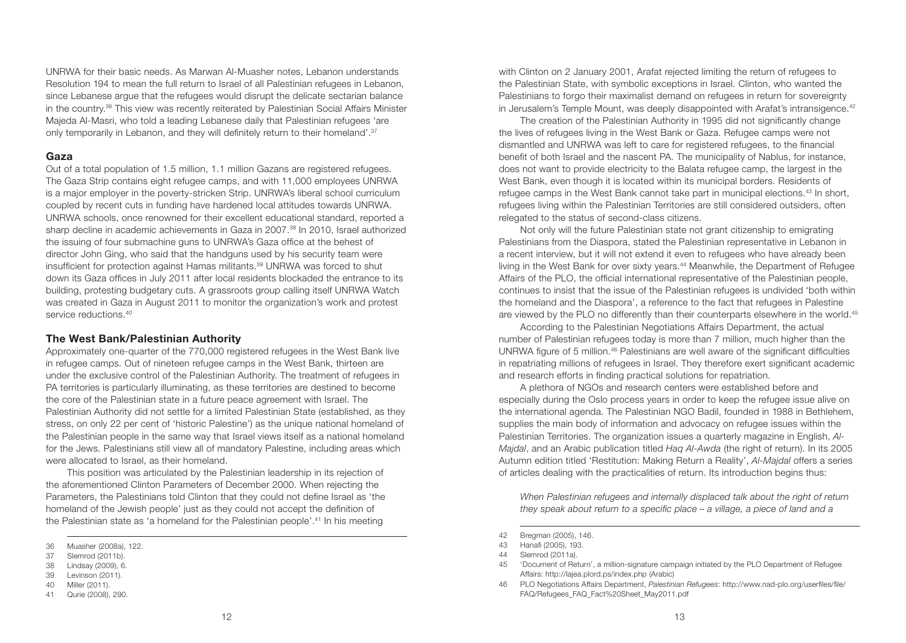UNRWA for their basic needs. As Marwan Al-Muasher notes, Lebanon understands Resolution 194 to mean the full return to Israel of all Palestinian refugees in Lebanon, since Lebanese argue that the refugees would disrupt the delicate sectarian balance in the country.[36] This view was recently reiterated by Palestinian Social Affairs Minister Majeda Al-Masri, who told a leading Lebanese daily that Palestinian refugees 'are only temporarily in Lebanon, and they will definitely return to their homeland'.[37]

### Gaza

Out of a total population of 1.5 million, 1.1 million Gazans are registered refugees. The Gaza Strip contains eight refugee camps, and with 11,000 employees UNRWA is a major employer in the poverty-stricken Strip. UNRWA's liberal school curriculum coupled by recent cuts in funding have hardened local attitudes towards UNRWA. UNRWA schools, once renowned for their excellent educational standard, reported a sharp decline in academic achievements in Gaza in 2007.[38] In 2010, Israel authorized the issuing of four submachine guns to UNRWA's Gaza office at the behest of director John Ging, who said that the handguns used by his security team were insufficient for protection against Hamas militants.[39] UNRWA was forced to shut down its Gaza offices in July 2011 after local residents blockaded the entrance to its building, protesting budgetary cuts. A grassroots group calling itself UNRWA Watch was created in Gaza in August 2011 to monitor the organization's work and protest service reductions.[40]

### The West Bank/Palestinian Authority

Approximately one-quarter of the 770,000 registered refugees in the West Bank live in refugee camps. Out of nineteen refugee camps in the West Bank, thirteen are under the exclusive control of the Palestinian Authority. The treatment of refugees in PA territories is particularly illuminating, as these territories are destined to become the core of the Palestinian state in a future peace agreement with Israel. The Palestinian Authority did not settle for a limited Palestinian State (established, as they stress, on only 22 per cent of 'historic Palestine') as the unique national homeland of the Palestinian people in the same way that Israel views itself as a national homeland for the Jews. Palestinians still view all of mandatory Palestine, including areas which were allocated to Israel, as their homeland.

This position was articulated by the Palestinian leadership in its rejection of the aforementioned Clinton Parameters of December 2000. When rejecting the Parameters, the Palestinians told Clinton that they could not define Israel as 'the homeland of the Jewish people' just as they could not accept the definition of the Palestinian state as 'a homeland for the Palestinian people'.[41] In his meeting with Clinton on 2 January 2001, Arafat rejected limiting the return of refugees to the Palestinian State, with symbolic exceptions in Israel. Clinton, who wanted the Palestinians to forgo their maximalist demand on refugees in return for sovereignty in Jerusalem's Temple Mount, was deeply disappointed with Arafat's intransigence.[42]

The creation of the Palestinian Authority in 1995 did not significantly change the lives of refugees living in the West Bank or Gaza. Refugee camps were not dismantled and UNRWA was left to care for registered refugees, to the financial benefit of both Israel and the nascent PA. The municipality of Nablus, for instance, does not want to provide electricity to the Balata refugee camp, the largest in the West Bank, even though it is located within its municipal borders. Residents of refugee camps in the West Bank cannot take part in municipal elections.[43] In short, refugees living within the Palestinian Territories are still considered outsiders, often relegated to the status of second-class citizens.

Not only will the future Palestinian state not grant citizenship to emigrating Palestinians from the Diaspora, stated the Palestinian representative in Lebanon in a recent interview, but it will not extend it even to refugees who have already been living in the West Bank for over sixty years.[44] Meanwhile, the Department of Refugee Affairs of the PLO, the official international representative of the Palestinian people, continues to insist that the issue of the Palestinian refugees is undivided 'both within the homeland and the Diaspora', a reference to the fact that refugees in Palestine are viewed by the PLO no differently than their counterparts elsewhere in the world.[45]

According to the Palestinian Negotiations Affairs Department, the actual number of Palestinian refugees today is more than 7 million, much higher than the UNRWA figure of 5 million.[46] Palestinians are well aware of the significant difficulties in repatriating millions of refugees in Israel. They therefore exert significant academic and research efforts in finding practical solutions for repatriation.

A plethora of NGOs and research centers were established before and especially during the Oslo process years in order to keep the refugee issue alive on the international agenda. The Palestinian NGO Badil, founded in 1988 in Bethlehem, supplies the main body of information and advocacy on refugee issues within the Palestinian Territories. The organization issues a quarterly magazine in English, *Al-Majdal*, and an Arabic publication titled *Haq Al-Awda* (the right of return). In its 2005 Autumn edition titled 'Restitution: Making Return a Reality', *Al-Majdal* offers a series of articles dealing with the practicalities of return. Its introduction begins thus:

> *When Palestinian refugees and internally displaced talk about the right of return they speak about return to a specific place – a village, a piece of land and a*

---

36 Muasher (2008a), 122.
37 Slemrod (2011b).
38 Lindsay (2009), 6.
39 Levinson (2011).
40 Miller (2011).
41 Qurie (2008), 290.
42 Bregman (2005), 146.
43 Hanafi (2005), 193.
44 Slemrod (2011a).
45 'Document of Return', a million-signature campaign initiated by the PLO Department of Refugee Affairs: http://lajea.plord.ps/index.php (Arabic)
46 PLO Negotiations Affairs Department, *Palestinian Refugees*: http://www.nad-plo.org/userfiles/file/FAQ/Refugees_FAQ_Fact%20Sheet_May2011.pdf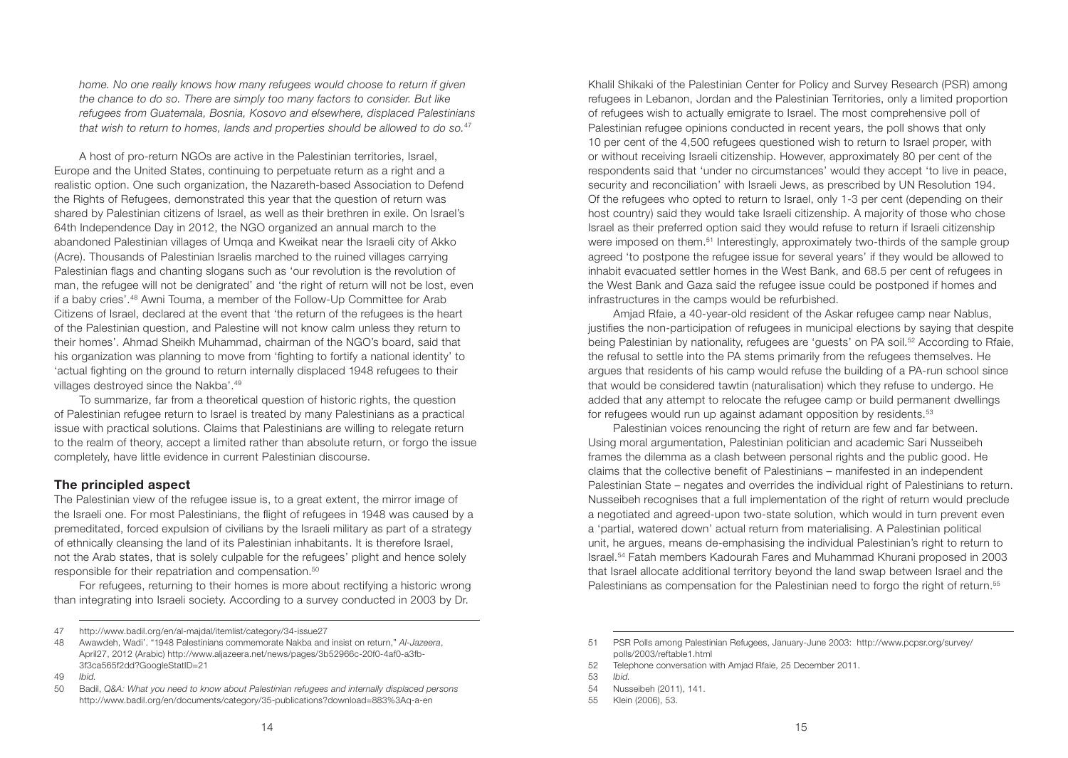*home. No one really knows how many refugees would choose to return if given the chance to do so. There are simply too many factors to consider. But like refugees from Guatemala, Bosnia, Kosovo and elsewhere, displaced Palestinians that wish to return to homes, lands and properties should be allowed to do so.*[47]

A host of pro-return NGOs are active in the Palestinian territories, Israel, Europe and the United States, continuing to perpetuate return as a right and a realistic option. One such organization, the Nazareth-based Association to Defend the Rights of Refugees, demonstrated this year that the question of return was shared by Palestinian citizens of Israel, as well as their brethren in exile. On Israel's 64th Independence Day in 2012, the NGO organized an annual march to the abandoned Palestinian villages of Umqa and Kweikat near the Israeli city of Akko (Acre). Thousands of Palestinian Israelis marched to the ruined villages carrying Palestinian flags and chanting slogans such as 'our revolution is the revolution of man, the refugee will not be denigrated' and 'the right of return will not be lost, even if a baby cries'.[48] Awni Touma, a member of the Follow-Up Committee for Arab Citizens of Israel, declared at the event that 'the return of the refugees is the heart of the Palestinian question, and Palestine will not know calm unless they return to their homes'. Ahmad Sheikh Muhammad, chairman of the NGO's board, said that his organization was planning to move from 'fighting to fortify a national identity' to 'actual fighting on the ground to return internally displaced 1948 refugees to their villages destroyed since the Nakba'.[49]

To summarize, far from a theoretical question of historic rights, the question of Palestinian refugee return to Israel is treated by many Palestinians as a practical issue with practical solutions. Claims that Palestinians are willing to relegate return to the realm of theory, accept a limited rather than absolute return, or forgo the issue completely, have little evidence in current Palestinian discourse.

## The principled aspect

The Palestinian view of the refugee issue is, to a great extent, the mirror image of the Israeli one. For most Palestinians, the flight of refugees in 1948 was caused by a premeditated, forced expulsion of civilians by the Israeli military as part of a strategy of ethnically cleansing the land of its Palestinian inhabitants. It is therefore Israel, not the Arab states, that is solely culpable for the refugees' plight and hence solely responsible for their repatriation and compensation.[50]

For refugees, returning to their homes is more about rectifying a historic wrong than integrating into Israeli society. According to a survey conducted in 2003 by Dr. Khalil Shikaki of the Palestinian Center for Policy and Survey Research (PSR) among refugees in Lebanon, Jordan and the Palestinian Territories, only a limited proportion of refugees wish to actually emigrate to Israel. The most comprehensive poll of Palestinian refugee opinions conducted in recent years, the poll shows that only 10 per cent of the 4,500 refugees questioned wish to return to Israel proper, with or without receiving Israeli citizenship. However, approximately 80 per cent of the respondents said that 'under no circumstances' would they accept 'to live in peace, security and reconciliation' with Israeli Jews, as prescribed by UN Resolution 194. Of the refugees who opted to return to Israel, only 1-3 per cent (depending on their host country) said they would take Israeli citizenship. A majority of those who chose Israel as their preferred option said they would refuse to return if Israeli citizenship were imposed on them.[51] Interestingly, approximately two-thirds of the sample group agreed 'to postpone the refugee issue for several years' if they would be allowed to inhabit evacuated settler homes in the West Bank, and 68.5 per cent of refugees in the West Bank and Gaza said the refugee issue could be postponed if homes and infrastructures in the camps would be refurbished.

Amjad Rfaie, a 40-year-old resident of the Askar refugee camp near Nablus, justifies the non-participation of refugees in municipal elections by saying that despite being Palestinian by nationality, refugees are 'guests' on PA soil.[52] According to Rfaie, the refusal to settle into the PA stems primarily from the refugees themselves. He argues that residents of his camp would refuse the building of a PA-run school since that would be considered tawtin (naturalisation) which they refuse to undergo. He added that any attempt to relocate the refugee camp or build permanent dwellings for refugees would run up against adamant opposition by residents.[53]

Palestinian voices renouncing the right of return are few and far between. Using moral argumentation, Palestinian politician and academic Sari Nusseibeh frames the dilemma as a clash between personal rights and the public good. He claims that the collective benefit of Palestinians – manifested in an independent Palestinian State – negates and overrides the individual right of Palestinians to return. Nusseibeh recognises that a full implementation of the right of return would preclude a negotiated and agreed-upon two-state solution, which would in turn prevent even a 'partial, watered down' actual return from materialising. A Palestinian political unit, he argues, means de-emphasising the individual Palestinian's right to return to Israel.[54] Fatah members Kadourah Fares and Muhammad Khurani proposed in 2003 that Israel allocate additional territory beyond the land swap between Israel and the Palestinians as compensation for the Palestinian need to forgo the right of return.[55]

---

47 http://www.badil.org/en/al-majdal/itemlist/category/34-issue27

48 Awawdeh, Wadi'. "1948 Palestinians commemorate Nakba and insist on return," *Al-Jazeera*, April27, 2012 (Arabic) http://www.aljazeera.net/news/pages/3b52966c-20f0-4af0-a3fb-3f3ca565f2dd?GoogleStatID=21

49 *Ibid.*

50 Badil, *Q&A: What you need to know about Palestinian refugees and internally displaced persons* http://www.badil.org/en/documents/category/35-publications?download=883%3Aq-a-en

51 PSR Polls among Palestinian Refugees, January-June 2003: http://www.pcpsr.org/survey/polls/2003/reftable1.html

52 Telephone conversation with Amjad Rfaie, 25 December 2011.

53 *Ibid.*

54 Nusseibeh (2011), 141.

55 Klein (2006), 53.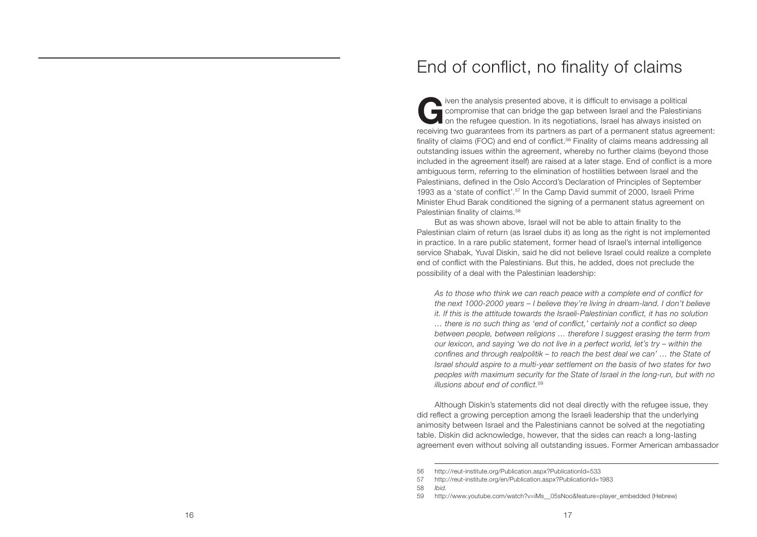# End of conflict, no finality of claims

Given the analysis presented above, it is difficult to envisage a political compromise that can bridge the gap between Israel and the Palestinians on the refugee question. In its negotiations, Israel has always insisted on receiving two guarantees from its partners as part of a permanent status agreement: finality of claims (FOC) and end of conflict.[56] Finality of claims means addressing all outstanding issues within the agreement, whereby no further claims (beyond those included in the agreement itself) are raised at a later stage. End of conflict is a more ambiguous term, referring to the elimination of hostilities between Israel and the Palestinians, defined in the Oslo Accord's Declaration of Principles of September 1993 as a 'state of conflict'.[57] In the Camp David summit of 2000, Israeli Prime Minister Ehud Barak conditioned the signing of a permanent status agreement on Palestinian finality of claims.[58]

But as was shown above, Israel will not be able to attain finality to the Palestinian claim of return (as Israel dubs it) as long as the right is not implemented in practice. In a rare public statement, former head of Israel's internal intelligence service Shabak, Yuval Diskin, said he did not believe Israel could realize a complete end of conflict with the Palestinians. But this, he added, does not preclude the possibility of a deal with the Palestinian leadership:

> *As to those who think we can reach peace with a complete end of conflict for the next 1000-2000 years – I believe they're living in dream-land. I don't believe it. If this is the attitude towards the Israeli-Palestinian conflict, it has no solution … there is no such thing as 'end of conflict,' certainly not a conflict so deep between people, between religions … therefore I suggest erasing the term from our lexicon, and saying 'we do not live in a perfect world, let's try – within the confines and through realpolitik – to reach the best deal we can' … the State of Israel should aspire to a multi-year settlement on the basis of two states for two peoples with maximum security for the State of Israel in the long-run, but with no illusions about end of conflict.*[59]

Although Diskin's statements did not deal directly with the refugee issue, they did reflect a growing perception among the Israeli leadership that the underlying animosity between Israel and the Palestinians cannot be solved at the negotiating table. Diskin did acknowledge, however, that the sides can reach a long-lasting agreement even without solving all outstanding issues. Former American ambassador

---

56 http://reut-institute.org/Publication.aspx?PublicationId=533

57 http://reut-institute.org/en/Publication.aspx?PublicationId=1983

58 *Ibid.*

59 http://www.youtube.com/watch?v=iMs__05sNoo&feature=player_embedded (Hebrew)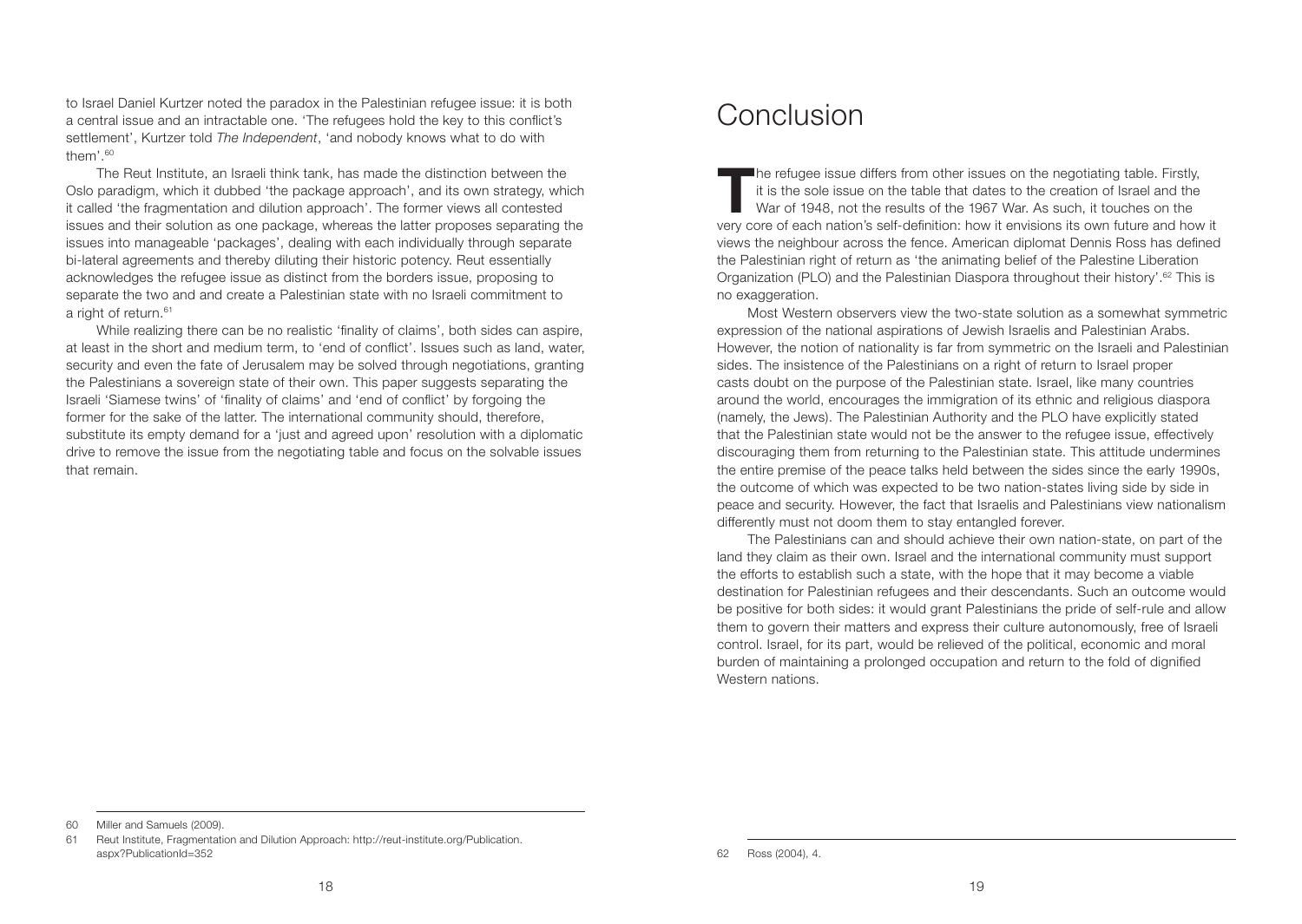to Israel Daniel Kurtzer noted the paradox in the Palestinian refugee issue: it is both a central issue and an intractable one. 'The refugees hold the key to this conflict's settlement', Kurtzer told *The Independent*, 'and nobody knows what to do with them'.[60]

The Reut Institute, an Israeli think tank, has made the distinction between the Oslo paradigm, which it dubbed 'the package approach', and its own strategy, which it called 'the fragmentation and dilution approach'. The former views all contested issues and their solution as one package, whereas the latter proposes separating the issues into manageable 'packages', dealing with each individually through separate bi-lateral agreements and thereby diluting their historic potency. Reut essentially acknowledges the refugee issue as distinct from the borders issue, proposing to separate the two and and create a Palestinian state with no Israeli commitment to a right of return.[61]

While realizing there can be no realistic 'finality of claims', both sides can aspire, at least in the short and medium term, to 'end of conflict'. Issues such as land, water, security and even the fate of Jerusalem may be solved through negotiations, granting the Palestinians a sovereign state of their own. This paper suggests separating the Israeli 'Siamese twins' of 'finality of claims' and 'end of conflict' by forgoing the former for the sake of the latter. The international community should, therefore, substitute its empty demand for a 'just and agreed upon' resolution with a diplomatic drive to remove the issue from the negotiating table and focus on the solvable issues that remain.

60 Miller and Samuels (2009).

61 Reut Institute, Fragmentation and Dilution Approach: http://reut-institute.org/Publication.aspx?PublicationId=352

# Conclusion

The refugee issue differs from other issues on the negotiating table. Firstly, it is the sole issue on the table that dates to the creation of Israel and the War of 1948, not the results of the 1967 War. As such, it touches on the very core of each nation's self-definition: how it envisions its own future and how it views the neighbour across the fence. American diplomat Dennis Ross has defined the Palestinian right of return as 'the animating belief of the Palestine Liberation Organization (PLO) and the Palestinian Diaspora throughout their history'.[62] This is no exaggeration.

Most Western observers view the two-state solution as a somewhat symmetric expression of the national aspirations of Jewish Israelis and Palestinian Arabs. However, the notion of nationality is far from symmetric on the Israeli and Palestinian sides. The insistence of the Palestinians on a right of return to Israel proper casts doubt on the purpose of the Palestinian state. Israel, like many countries around the world, encourages the immigration of its ethnic and religious diaspora (namely, the Jews). The Palestinian Authority and the PLO have explicitly stated that the Palestinian state would not be the answer to the refugee issue, effectively discouraging them from returning to the Palestinian state. This attitude undermines the entire premise of the peace talks held between the sides since the early 1990s, the outcome of which was expected to be two nation-states living side by side in peace and security. However, the fact that Israelis and Palestinians view nationalism differently must not doom them to stay entangled forever.

The Palestinians can and should achieve their own nation-state, on part of the land they claim as their own. Israel and the international community must support the efforts to establish such a state, with the hope that it may become a viable destination for Palestinian refugees and their descendants. Such an outcome would be positive for both sides: it would grant Palestinians the pride of self-rule and allow them to govern their matters and express their culture autonomously, free of Israeli control. Israel, for its part, would be relieved of the political, economic and moral burden of maintaining a prolonged occupation and return to the fold of dignified Western nations.

62 Ross (2004), 4.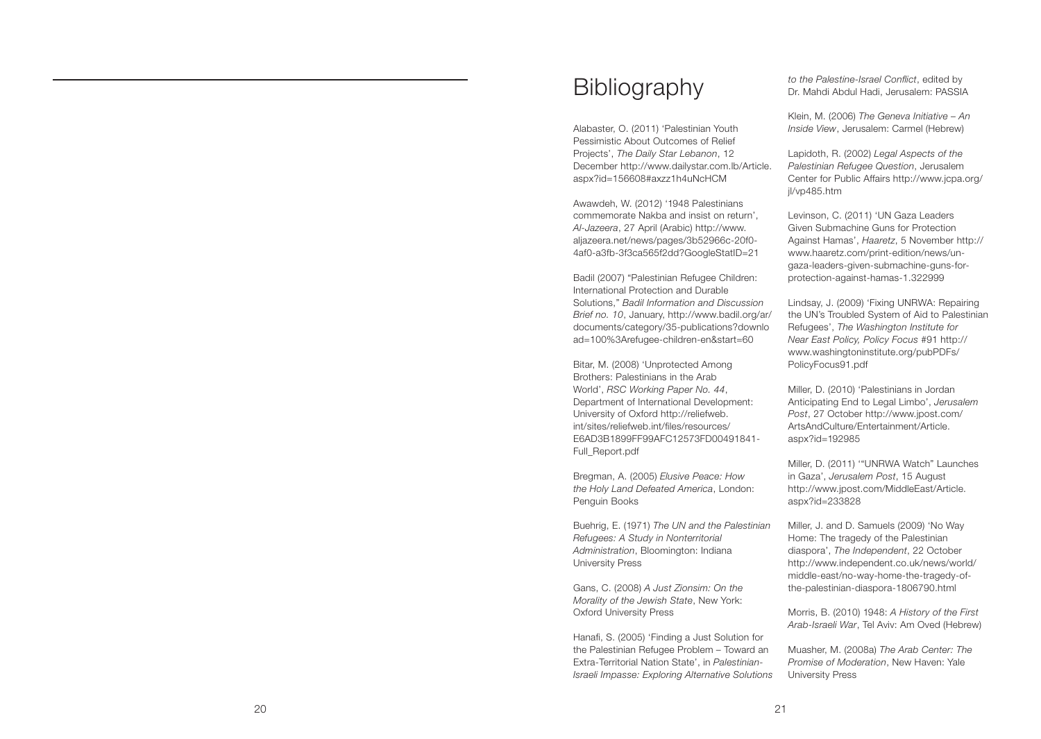# Bibliography

Alabaster, O. (2011) 'Palestinian Youth Pessimistic About Outcomes of Relief Projects', *The Daily Star Lebanon*, 12 December http://www.dailystar.com.lb/Article.aspx?id=156608#axzz1h4uNcHCM

Awawdeh, W. (2012) '1948 Palestinians commemorate Nakba and insist on return', *Al-Jazeera*, 27 April (Arabic) http://www.aljazeera.net/news/pages/3b52966c-20f0-4af0-a3fb-3f3ca565f2dd?GoogleStatID=21

Badil (2007) "Palestinian Refugee Children: International Protection and Durable Solutions," *Badil Information and Discussion Brief no. 10*, January, http://www.badil.org/ar/documents/category/35-publications?download=100%3Arefugee-children-en&start=60

Bitar, M. (2008) 'Unprotected Among Brothers: Palestinians in the Arab World', *RSC Working Paper No. 44*, Department of International Development: University of Oxford http://reliefweb.int/sites/reliefweb.int/files/resources/E6AD3B1899FF99AFC12573FD00491841-Full_Report.pdf

Bregman, A. (2005) *Elusive Peace: How the Holy Land Defeated America*, London: Penguin Books

Buehrig, E. (1971) *The UN and the Palestinian Refugees: A Study in Nonterritorial Administration*, Bloomington: Indiana University Press

Gans, C. (2008) *A Just Zionsim: On the Morality of the Jewish State*, New York: Oxford University Press

Hanafi, S. (2005) 'Finding a Just Solution for the Palestinian Refugee Problem – Toward an Extra-Territorial Nation State', in *Palestinian-Israeli Impasse: Exploring Alternative Solutions to the Palestine-Israel Conflict*, edited by Dr. Mahdi Abdul Hadi, Jerusalem: PASSIA

Klein, M. (2006) *The Geneva Initiative – An Inside View*, Jerusalem: Carmel (Hebrew)

Lapidoth, R. (2002) *Legal Aspects of the Palestinian Refugee Question*, Jerusalem Center for Public Affairs http://www.jcpa.org/jl/vp485.htm

Levinson, C. (2011) 'UN Gaza Leaders Given Submachine Guns for Protection Against Hamas', *Haaretz*, 5 November http://www.haaretz.com/print-edition/news/un-gaza-leaders-given-submachine-guns-for-protection-against-hamas-1.322999

Lindsay, J. (2009) 'Fixing UNRWA: Repairing the UN's Troubled System of Aid to Palestinian Refugees', *The Washington Institute for Near East Policy, Policy Focus* #91 http://www.washingtoninstitute.org/pubPDFs/PolicyFocus91.pdf

Miller, D. (2010) 'Palestinians in Jordan Anticipating End to Legal Limbo', *Jerusalem Post*, 27 October http://www.jpost.com/ArtsAndCulture/Entertainment/Article.aspx?id=192985

Miller, D. (2011) '"UNRWA Watch" Launches in Gaza', *Jerusalem Post*, 15 August http://www.jpost.com/MiddleEast/Article.aspx?id=233828

Miller, J. and D. Samuels (2009) 'No Way Home: The tragedy of the Palestinian diaspora', *The Independent*, 22 October http://www.independent.co.uk/news/world/middle-east/no-way-home-the-tragedy-of-the-palestinian-diaspora-1806790.html

Morris, B. (2010) 1948: *A History of the First Arab-Israeli War*, Tel Aviv: Am Oved (Hebrew)

Muasher, M. (2008a) *The Arab Center: The Promise of Moderation*, New Haven: Yale University Press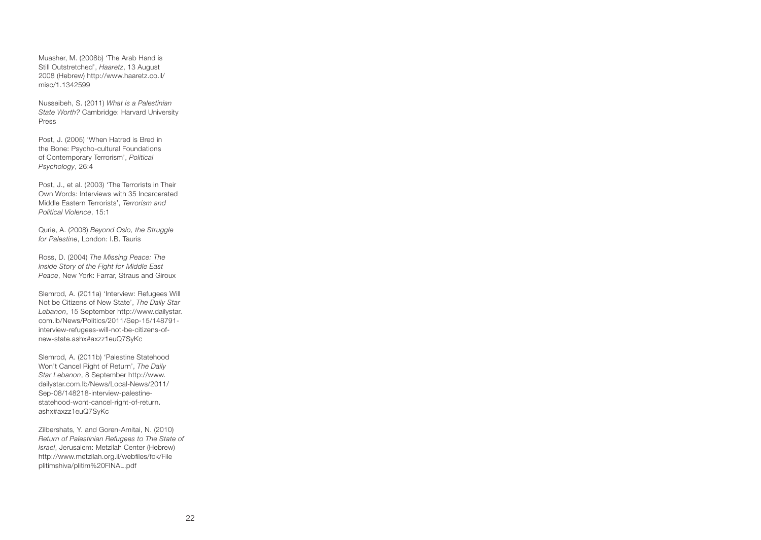Muasher, M. (2008b) 'The Arab Hand is Still Outstretched', *Haaretz*, 13 August 2008 (Hebrew) http://www.haaretz.co.il/misc/1.1342599

Nusseibeh, S. (2011) *What is a Palestinian State Worth?* Cambridge: Harvard University Press

Post, J. (2005) 'When Hatred is Bred in the Bone: Psycho-cultural Foundations of Contemporary Terrorism', *Political Psychology*, 26:4

Post, J., et al. (2003) 'The Terrorists in Their Own Words: Interviews with 35 Incarcerated Middle Eastern Terrorists', *Terrorism and Political Violence*, 15:1

Qurie, A. (2008) *Beyond Oslo, the Struggle for Palestine*, London: I.B. Tauris

Ross, D. (2004) *The Missing Peace: The Inside Story of the Fight for Middle East Peace*, New York: Farrar, Straus and Giroux

Slemrod, A. (2011a) 'Interview: Refugees Will Not be Citizens of New State', *The Daily Star Lebanon*, 15 September http://www.dailystar.com.lb/News/Politics/2011/Sep-15/148791-interview-refugees-will-not-be-citizens-of-new-state.ashx#axzz1euQ7SyKc

Slemrod, A. (2011b) 'Palestine Statehood Won't Cancel Right of Return', *The Daily Star Lebanon*, 8 September http://www.dailystar.com.lb/News/Local-News/2011/Sep-08/148218-interview-palestine-statehood-wont-cancel-right-of-return.ashx#axzz1euQ7SyKc

Zilbershats, Y. and Goren-Amitai, N. (2010) *Return of Palestinian Refugees to The State of Israel*, Jerusalem: Metzilah Center (Hebrew) http://www.metzilah.org.il/webfiles/fck/File plitimshiva/plitim%20FINAL.pdf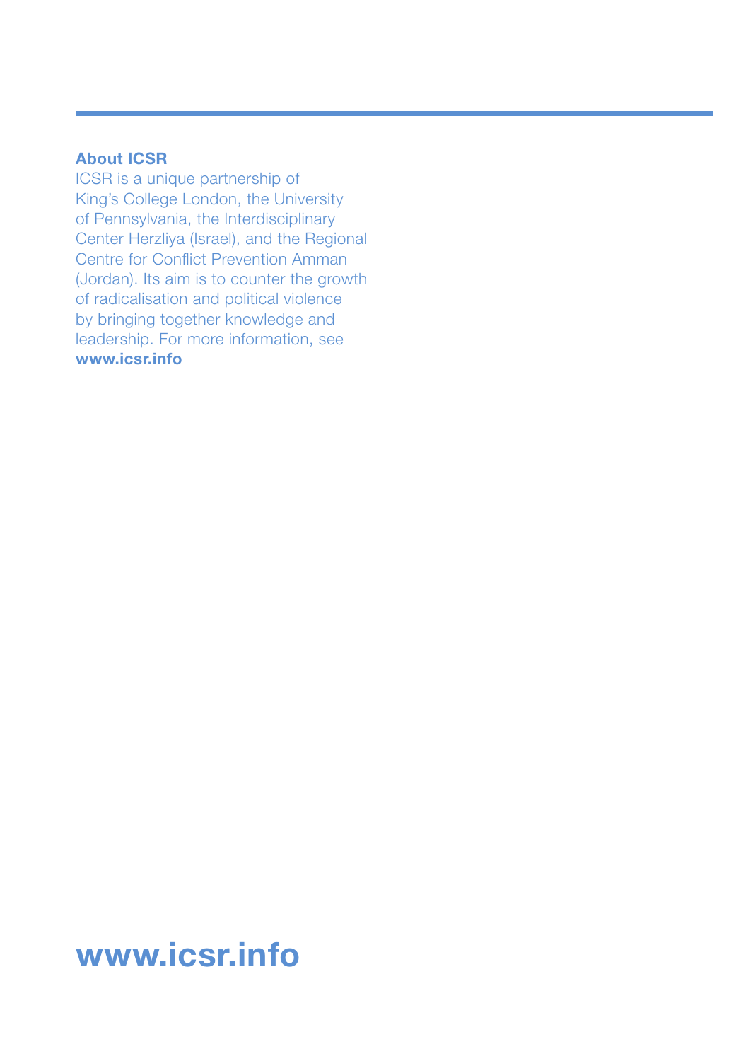**About ICSR**

ICSR is a unique partnership of King's College London, the University of Pennsylvania, the Interdisciplinary Center Herzliya (Israel), and the Regional Centre for Conflict Prevention Amman (Jordan). Its aim is to counter the growth of radicalisation and political violence by bringing together knowledge and leadership. For more information, see **www.icsr.info**

# www.icsr.info